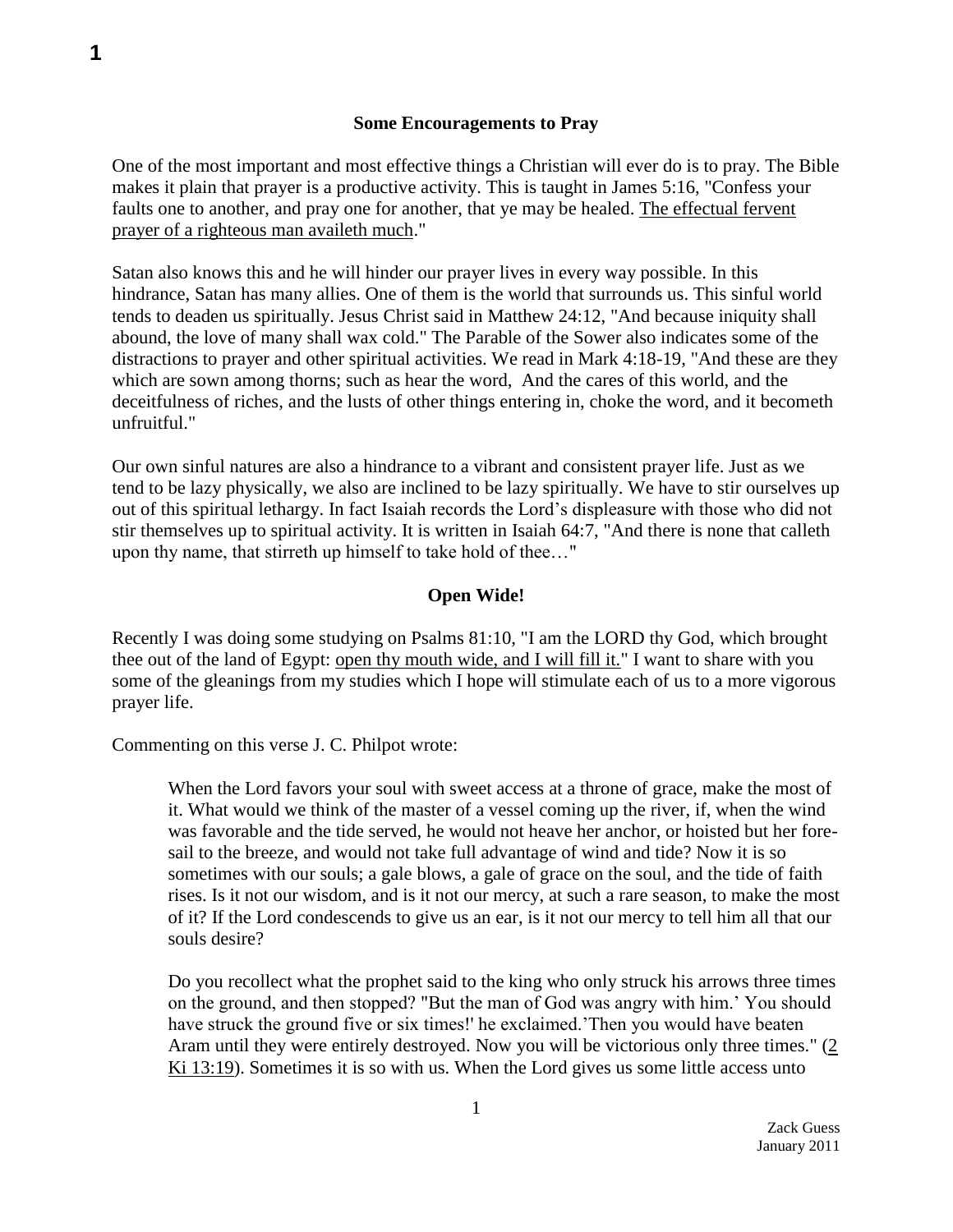## Some Encouragements to Pray

One of the most important and most effective things a Christian will ever do is to pray. The Bible makes it plain that prayer is a productive activity. This is taught in James 5:16, "Confess your faults one to another, and pray one for another, that ye may be healed. <u>The effectual fervent prayer of a righteous man availeth much</u>."

Satan also knows this and he will hinder our prayer lives in every way possible. In this hindrance, Satan has many allies. One of them is the world that surrounds us. This sinful world tends to deaden us spiritually. Jesus Christ said in Matthew 24:12, "And because iniquity shall abound, the love of many shall wax cold." The Parable of the Sower also indicates some of the distractions to prayer and other spiritual activities. We read in Mark 4:18-19, "And these are they which are sown among thorns; such as hear the word, And the cares of this world, and the deceitfulness of riches, and the lusts of other things entering in, choke the word, and it becometh unfruitful."

Our own sinful natures are also a hindrance to a vibrant and consistent prayer life. Just as we tend to be lazy physically, we also are inclined to be lazy spiritually. We have to stir ourselves up out of this spiritual lethargy. In fact Isaiah records the Lord's displeasure with those who did not stir themselves up to spiritual activity. It is written in Isaiah 64:7, "And there is none that calleth upon thy name, that stirreth up himself to take hold of thee…"

## Open Wide!

Recently I was doing some studying on Psalms 81:10, "I am the LORD thy God, which brought thee out of the land of Egypt: <u>open thy mouth wide, and I will fill it.</u>" I want to share with you some of the gleanings from my studies which I hope will stimulate each of us to a more vigorous prayer life.

Commenting on this verse J. C. Philpot wrote:

> When the Lord favors your soul with sweet access at a throne of grace, make the most of it. What would we think of the master of a vessel coming up the river, if, when the wind was favorable and the tide served, he would not heave her anchor, or hoisted but her fore-sail to the breeze, and would not take full advantage of wind and tide? Now it is so sometimes with our souls; a gale blows, a gale of grace on the soul, and the tide of faith rises. Is it not our wisdom, and is it not our mercy, at such a rare season, to make the most of it? If the Lord condescends to give us an ear, is it not our mercy to tell him all that our souls desire?
>
> Do you recollect what the prophet said to the king who only struck his arrows three times on the ground, and then stopped? "But the man of God was angry with him.' You should have struck the ground five or six times!' he exclaimed.'Then you would have beaten Aram until they were entirely destroyed. Now you will be victorious only three times." (<u>2 Ki 13:19</u>). Sometimes it is so with us. When the Lord gives us some little access unto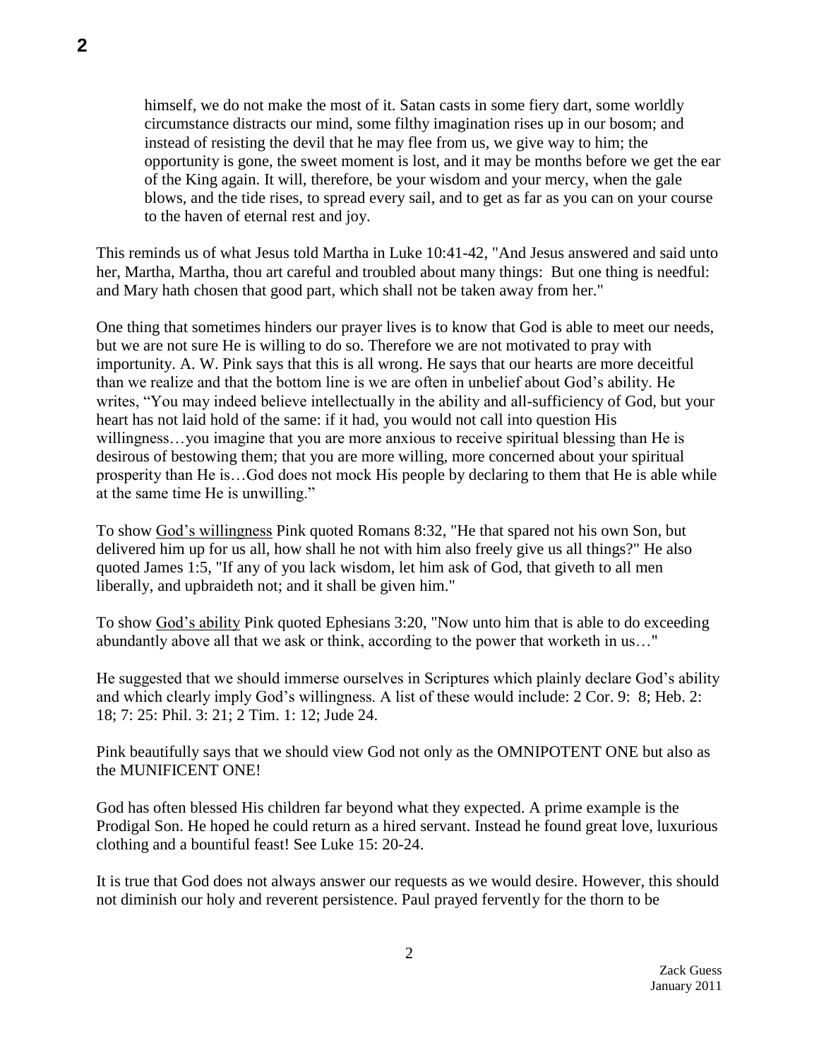> himself, we do not make the most of it. Satan casts in some fiery dart, some worldly circumstance distracts our mind, some filthy imagination rises up in our bosom; and instead of resisting the devil that he may flee from us, we give way to him; the opportunity is gone, the sweet moment is lost, and it may be months before we get the ear of the King again. It will, therefore, be your wisdom and your mercy, when the gale blows, and the tide rises, to spread every sail, and to get as far as you can on your course to the haven of eternal rest and joy.

This reminds us of what Jesus told Martha in Luke 10:41-42, "And Jesus answered and said unto her, Martha, Martha, thou art careful and troubled about many things: But one thing is needful: and Mary hath chosen that good part, which shall not be taken away from her."

One thing that sometimes hinders our prayer lives is to know that God is able to meet our needs, but we are not sure He is willing to do so. Therefore we are not motivated to pray with importunity. A. W. Pink says that this is all wrong. He says that our hearts are more deceitful than we realize and that the bottom line is we are often in unbelief about God's ability. He writes, "You may indeed believe intellectually in the ability and all-sufficiency of God, but your heart has not laid hold of the same: if it had, you would not call into question His willingness…you imagine that you are more anxious to receive spiritual blessing than He is desirous of bestowing them; that you are more willing, more concerned about your spiritual prosperity than He is…God does not mock His people by declaring to them that He is able while at the same time He is unwilling."

To show <u>God's willingness</u> Pink quoted Romans 8:32, "He that spared not his own Son, but delivered him up for us all, how shall he not with him also freely give us all things?" He also quoted James 1:5, "If any of you lack wisdom, let him ask of God, that giveth to all men liberally, and upbraideth not; and it shall be given him."

To show <u>God's ability</u> Pink quoted Ephesians 3:20, "Now unto him that is able to do exceeding abundantly above all that we ask or think, according to the power that worketh in us…"

He suggested that we should immerse ourselves in Scriptures which plainly declare God's ability and which clearly imply God's willingness. A list of these would include: 2 Cor. 9: 8; Heb. 2: 18; 7: 25: Phil. 3: 21; 2 Tim. 1: 12; Jude 24.

Pink beautifully says that we should view God not only as the OMNIPOTENT ONE but also as the MUNIFICENT ONE!

God has often blessed His children far beyond what they expected. A prime example is the Prodigal Son. He hoped he could return as a hired servant. Instead he found great love, luxurious clothing and a bountiful feast! See Luke 15: 20-24.

It is true that God does not always answer our requests as we would desire. However, this should not diminish our holy and reverent persistence. Paul prayed fervently for the thorn to be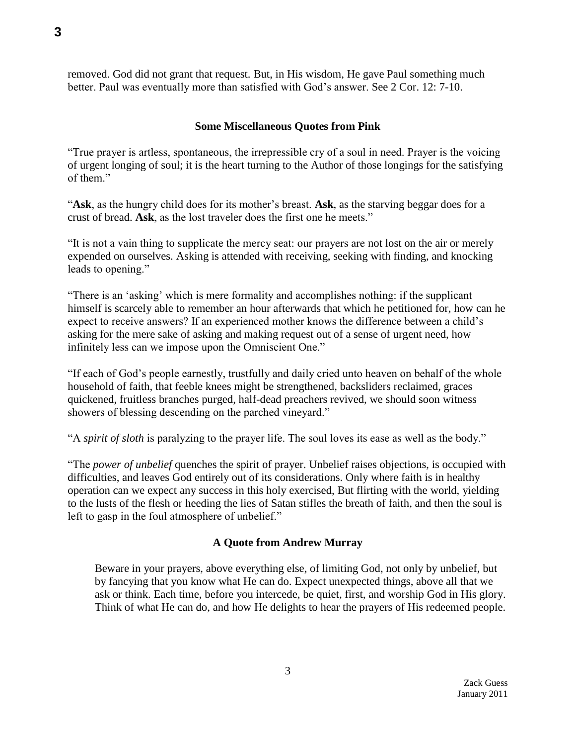removed. God did not grant that request. But, in His wisdom, He gave Paul something much better. Paul was eventually more than satisfied with God's answer. See 2 Cor. 12: 7-10.

### Some Miscellaneous Quotes from Pink

"True prayer is artless, spontaneous, the irrepressible cry of a soul in need. Prayer is the voicing of urgent longing of soul; it is the heart turning to the Author of those longings for the satisfying of them."

"**Ask**, as the hungry child does for its mother's breast. **Ask**, as the starving beggar does for a crust of bread. **Ask**, as the lost traveler does the first one he meets."

"It is not a vain thing to supplicate the mercy seat: our prayers are not lost on the air or merely expended on ourselves. Asking is attended with receiving, seeking with finding, and knocking leads to opening."

"There is an 'asking' which is mere formality and accomplishes nothing: if the supplicant himself is scarcely able to remember an hour afterwards that which he petitioned for, how can he expect to receive answers? If an experienced mother knows the difference between a child's asking for the mere sake of asking and making request out of a sense of urgent need, how infinitely less can we impose upon the Omniscient One."

"If each of God's people earnestly, trustfully and daily cried unto heaven on behalf of the whole household of faith, that feeble knees might be strengthened, backsliders reclaimed, graces quickened, fruitless branches purged, half-dead preachers revived, we should soon witness showers of blessing descending on the parched vineyard."

"A *spirit of sloth* is paralyzing to the prayer life. The soul loves its ease as well as the body."

"The *power of unbelief* quenches the spirit of prayer. Unbelief raises objections, is occupied with difficulties, and leaves God entirely out of its considerations. Only where faith is in healthy operation can we expect any success in this holy exercised, But flirting with the world, yielding to the lusts of the flesh or heeding the lies of Satan stifles the breath of faith, and then the soul is left to gasp in the foul atmosphere of unbelief."

### A Quote from Andrew Murray

> Beware in your prayers, above everything else, of limiting God, not only by unbelief, but by fancying that you know what He can do. Expect unexpected things, above all that we ask or think. Each time, before you intercede, be quiet, first, and worship God in His glory. Think of what He can do, and how He delights to hear the prayers of His redeemed people.

Zack Guess
January 2011